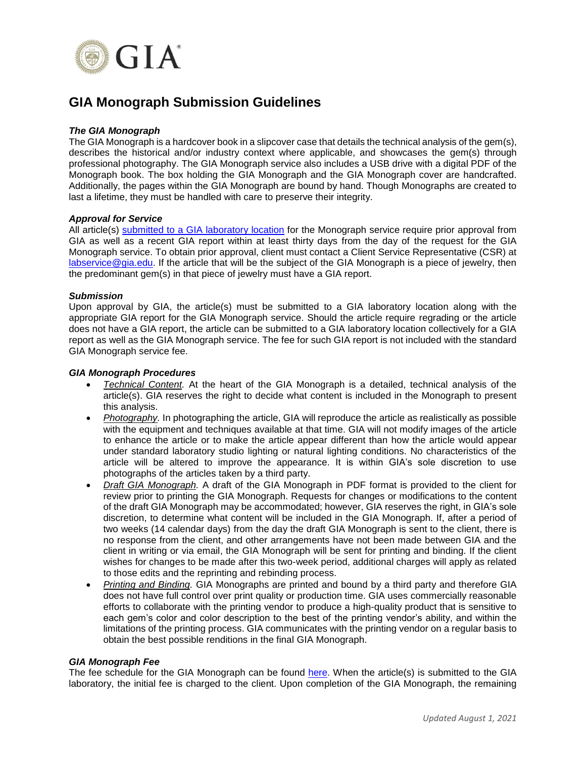# GIA Monograph Submission Guidelines

***The GIA Monograph***

The GIA Monograph is a hardcover book in a slipcover case that details the technical analysis of the gem(s), describes the historical and/or industry context where applicable, and showcases the gem(s) through professional photography. The GIA Monograph service also includes a USB drive with a digital PDF of the Monograph book. The box holding the GIA Monograph and the GIA Monograph cover are handcrafted. Additionally, the pages within the GIA Monograph are bound by hand. Though Monographs are created to last a lifetime, they must be handled with care to preserve their integrity.

***Approval for Service***

All article(s) submitted to a GIA laboratory location for the Monograph service require prior approval from GIA as well as a recent GIA report within at least thirty days from the day of the request for the GIA Monograph service. To obtain prior approval, client must contact a Client Service Representative (CSR) at labservice@gia.edu. If the article that will be the subject of the GIA Monograph is a piece of jewelry, then the predominant gem(s) in that piece of jewelry must have a GIA report.

***Submission***

Upon approval by GIA, the article(s) must be submitted to a GIA laboratory location along with the appropriate GIA report for the GIA Monograph service. Should the article require regrading or the article does not have a GIA report, the article can be submitted to a GIA laboratory location collectively for a GIA report as well as the GIA Monograph service. The fee for such GIA report is not included with the standard GIA Monograph service fee.

***GIA Monograph Procedures***

- *Technical Content.* At the heart of the GIA Monograph is a detailed, technical analysis of the article(s). GIA reserves the right to decide what content is included in the Monograph to present this analysis.
- *Photography.* In photographing the article, GIA will reproduce the article as realistically as possible with the equipment and techniques available at that time. GIA will not modify images of the article to enhance the article or to make the article appear different than how the article would appear under standard laboratory studio lighting or natural lighting conditions. No characteristics of the article will be altered to improve the appearance. It is within GIA's sole discretion to use photographs of the articles taken by a third party.
- *Draft GIA Monograph.* A draft of the GIA Monograph in PDF format is provided to the client for review prior to printing the GIA Monograph. Requests for changes or modifications to the content of the draft GIA Monograph may be accommodated; however, GIA reserves the right, in GIA's sole discretion, to determine what content will be included in the GIA Monograph. If, after a period of two weeks (14 calendar days) from the day the draft GIA Monograph is sent to the client, there is no response from the client, and other arrangements have not been made between GIA and the client in writing or via email, the GIA Monograph will be sent for printing and binding. If the client wishes for changes to be made after this two-week period, additional charges will apply as related to those edits and the reprinting and rebinding process.
- *Printing and Binding.* GIA Monographs are printed and bound by a third party and therefore GIA does not have full control over print quality or production time. GIA uses commercially reasonable efforts to collaborate with the printing vendor to produce a high-quality product that is sensitive to each gem's color and color description to the best of the printing vendor's ability, and within the limitations of the printing process. GIA communicates with the printing vendor on a regular basis to obtain the best possible renditions in the final GIA Monograph.

***GIA Monograph Fee***

The fee schedule for the GIA Monograph can be found here. When the article(s) is submitted to the GIA laboratory, the initial fee is charged to the client. Upon completion of the GIA Monograph, the remaining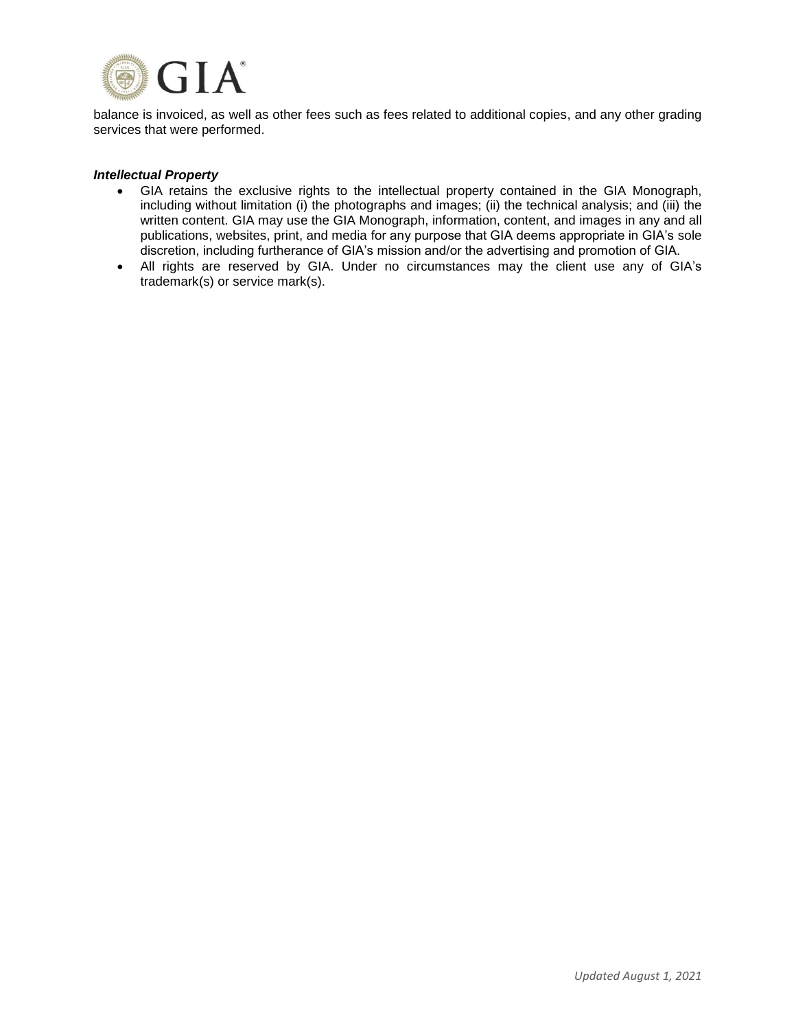balance is invoiced, as well as other fees such as fees related to additional copies, and any other grading services that were performed.

***Intellectual Property***

- GIA retains the exclusive rights to the intellectual property contained in the GIA Monograph, including without limitation (i) the photographs and images; (ii) the technical analysis; and (iii) the written content. GIA may use the GIA Monograph, information, content, and images in any and all publications, websites, print, and media for any purpose that GIA deems appropriate in GIA's sole discretion, including furtherance of GIA's mission and/or the advertising and promotion of GIA.
- All rights are reserved by GIA. Under no circumstances may the client use any of GIA's trademark(s) or service mark(s).

*Updated August 1, 2021*